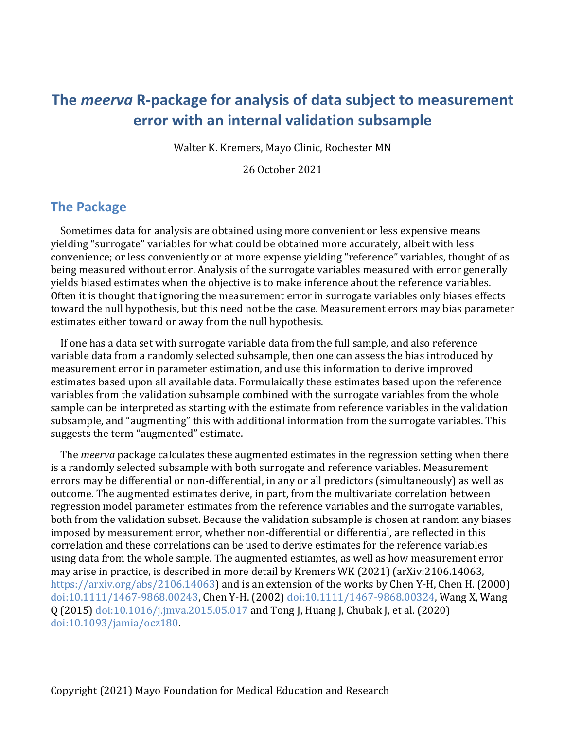# The *meerva* R-package for analysis of data subject to measurement error with an internal validation subsample

Walter K. Kremers, Mayo Clinic, Rochester MN

26 October 2021

## The Package

Sometimes data for analysis are obtained using more convenient or less expensive means yielding "surrogate" variables for what could be obtained more accurately, albeit with less convenience; or less conveniently or at more expense yielding "reference" variables, thought of as being measured without error. Analysis of the surrogate variables measured with error generally yields biased estimates when the objective is to make inference about the reference variables. Often it is thought that ignoring the measurement error in surrogate variables only biases effects toward the null hypothesis, but this need not be the case. Measurement errors may bias parameter estimates either toward or away from the null hypothesis.

If one has a data set with surrogate variable data from the full sample, and also reference variable data from a randomly selected subsample, then one can assess the bias introduced by measurement error in parameter estimation, and use this information to derive improved estimates based upon all available data. Formulaically these estimates based upon the reference variables from the validation subsample combined with the surrogate variables from the whole sample can be interpreted as starting with the estimate from reference variables in the validation subsample, and "augmenting" this with additional information from the surrogate variables. This suggests the term "augmented" estimate.

The *meerva* package calculates these augmented estimates in the regression setting when there is a randomly selected subsample with both surrogate and reference variables. Measurement errors may be differential or non-differential, in any or all predictors (simultaneously) as well as outcome. The augmented estimates derive, in part, from the multivariate correlation between regression model parameter estimates from the reference variables and the surrogate variables, both from the validation subset. Because the validation subsample is chosen at random any biases imposed by measurement error, whether non-differential or differential, are reflected in this correlation and these correlations can be used to derive estimates for the reference variables using data from the whole sample. The augmented estiamtes, as well as how measurement error may arise in practice, is described in more detail by Kremers WK (2021) (arXiv:2106.14063, https://arxiv.org/abs/2106.14063) and is an extension of the works by Chen Y-H, Chen H. (2000) doi:10.1111/1467-9868.00243, Chen Y-H. (2002) doi:10.1111/1467-9868.00324, Wang X, Wang Q (2015) doi:10.1016/j.jmva.2015.05.017 and Tong J, Huang J, Chubak J, et al. (2020) doi:10.1093/jamia/ocz180.

Copyright (2021) Mayo Foundation for Medical Education and Research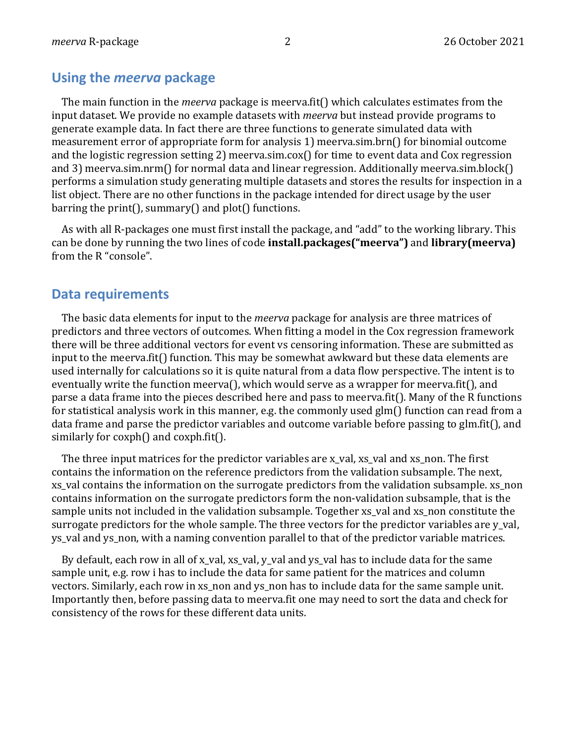## Using the *meerva* package

The main function in the *meerva* package is meerva.fit() which calculates estimates from the input dataset. We provide no example datasets with *meerva* but instead provide programs to generate example data. In fact there are three functions to generate simulated data with measurement error of appropriate form for analysis 1) meerva.sim.brn() for binomial outcome and the logistic regression setting 2) meerva.sim.cox() for time to event data and Cox regression and 3) meerva.sim.nrm() for normal data and linear regression. Additionally meerva.sim.block() performs a simulation study generating multiple datasets and stores the results for inspection in a list object. There are no other functions in the package intended for direct usage by the user barring the print(), summary() and plot() functions.

As with all R-packages one must first install the package, and "add" to the working library. This can be done by running the two lines of code **install.packages("meerva")** and **library(meerva)** from the R "console".

## Data requirements

The basic data elements for input to the *meerva* package for analysis are three matrices of predictors and three vectors of outcomes. When fitting a model in the Cox regression framework there will be three additional vectors for event vs censoring information. These are submitted as input to the meerva.fit() function. This may be somewhat awkward but these data elements are used internally for calculations so it is quite natural from a data flow perspective. The intent is to eventually write the function meerva(), which would serve as a wrapper for meerva.fit(), and parse a data frame into the pieces described here and pass to meerva.fit(). Many of the R functions for statistical analysis work in this manner, e.g. the commonly used glm() function can read from a data frame and parse the predictor variables and outcome variable before passing to glm.fit(), and similarly for coxph() and coxph.fit().

The three input matrices for the predictor variables are x_val, xs_val and xs_non. The first contains the information on the reference predictors from the validation subsample. The next, xs_val contains the information on the surrogate predictors from the validation subsample. xs_non contains information on the surrogate predictors form the non-validation subsample, that is the sample units not included in the validation subsample. Together xs_val and xs_non constitute the surrogate predictors for the whole sample. The three vectors for the predictor variables are y_val, ys_val and ys_non, with a naming convention parallel to that of the predictor variable matrices.

By default, each row in all of x_val, xs_val, y_val and ys_val has to include data for the same sample unit, e.g. row i has to include the data for same patient for the matrices and column vectors. Similarly, each row in xs_non and ys_non has to include data for the same sample unit. Importantly then, before passing data to meerva.fit one may need to sort the data and check for consistency of the rows for these different data units.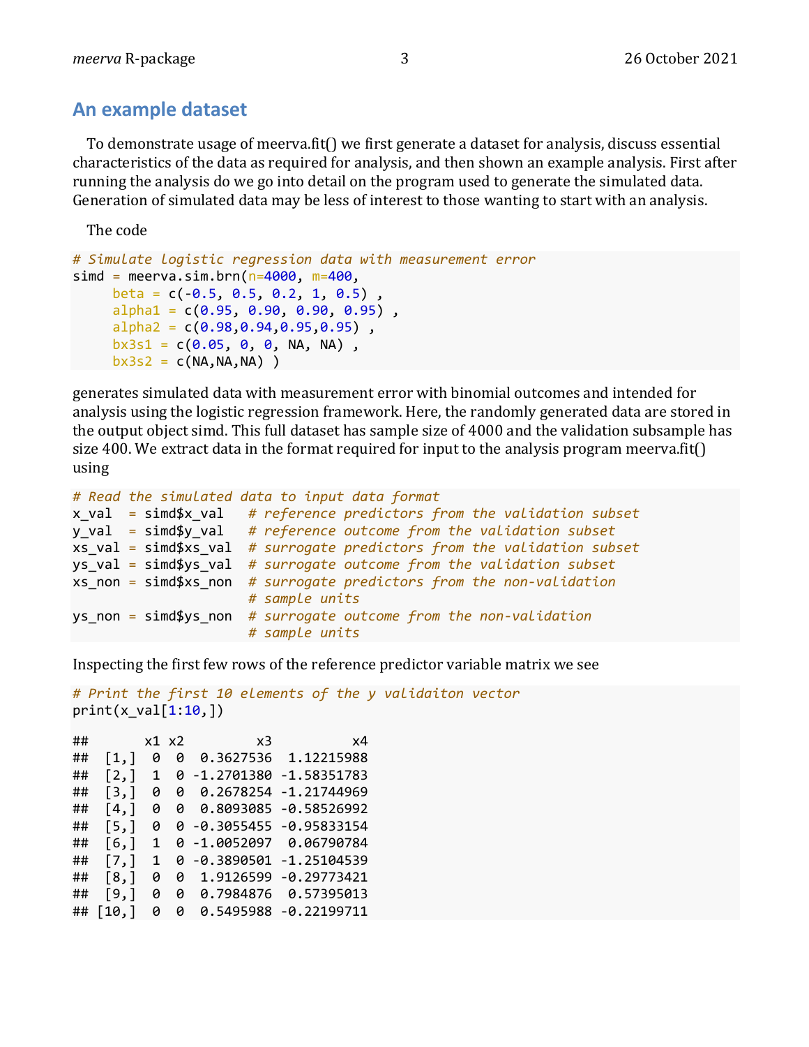## An example dataset

To demonstrate usage of meerva.fit() we first generate a dataset for analysis, discuss essential characteristics of the data as required for analysis, and then shown an example analysis. First after running the analysis do we go into detail on the program used to generate the simulated data. Generation of simulated data may be less of interest to those wanting to start with an analysis.

The code

```
# Simulate logistic regression data with measurement error
simd = meerva.sim.brn(n=4000, m=400,
     beta = c(-0.5, 0.5, 0.2, 1, 0.5) ,
     alpha1 = c(0.95, 0.90, 0.90, 0.95) ,
     alpha2 = c(0.98,0.94,0.95,0.95) ,
     bx3s1 = c(0.05, 0, 0, NA, NA) ,
     bx3s2 = c(NA,NA,NA) )
```

generates simulated data with measurement error with binomial outcomes and intended for analysis using the logistic regression framework. Here, the randomly generated data are stored in the output object simd. This full dataset has sample size of 4000 and the validation subsample has size 400. We extract data in the format required for input to the analysis program meerva.fit() using

```
# Read the simulated data to input data format
x_val  = simd$x_val   # reference predictors from the validation subset
y_val  = simd$y_val   # reference outcome from the validation subset
xs_val = simd$xs_val  # surrogate predictors from the validation subset
ys_val = simd$ys_val  # surrogate outcome from the validation subset
xs_non = simd$xs_non  # surrogate predictors from the non-validation
                      # sample units
ys_non = simd$ys_non  # surrogate outcome from the non-validation
                      # sample units
```

Inspecting the first few rows of the reference predictor variable matrix we see

```
# Print the first 10 elements of the y validaiton vector
print(x_val[1:10,])

##       x1 x2         x3          x4
##  [1,]  0  0  0.3627536  1.12215988
##  [2,]  1  0 -1.2701380 -1.58351783
##  [3,]  0  0  0.2678254 -1.21744969
##  [4,]  0  0  0.8093085 -0.58526992
##  [5,]  0  0 -0.3055455 -0.95833154
##  [6,]  1  0 -1.0052097  0.06790784
##  [7,]  1  0 -0.3890501 -1.25104539
##  [8,]  0  0  1.9126599 -0.29773421
##  [9,]  0  0  0.7984876  0.57395013
## [10,]  0  0  0.5495988 -0.22199711
```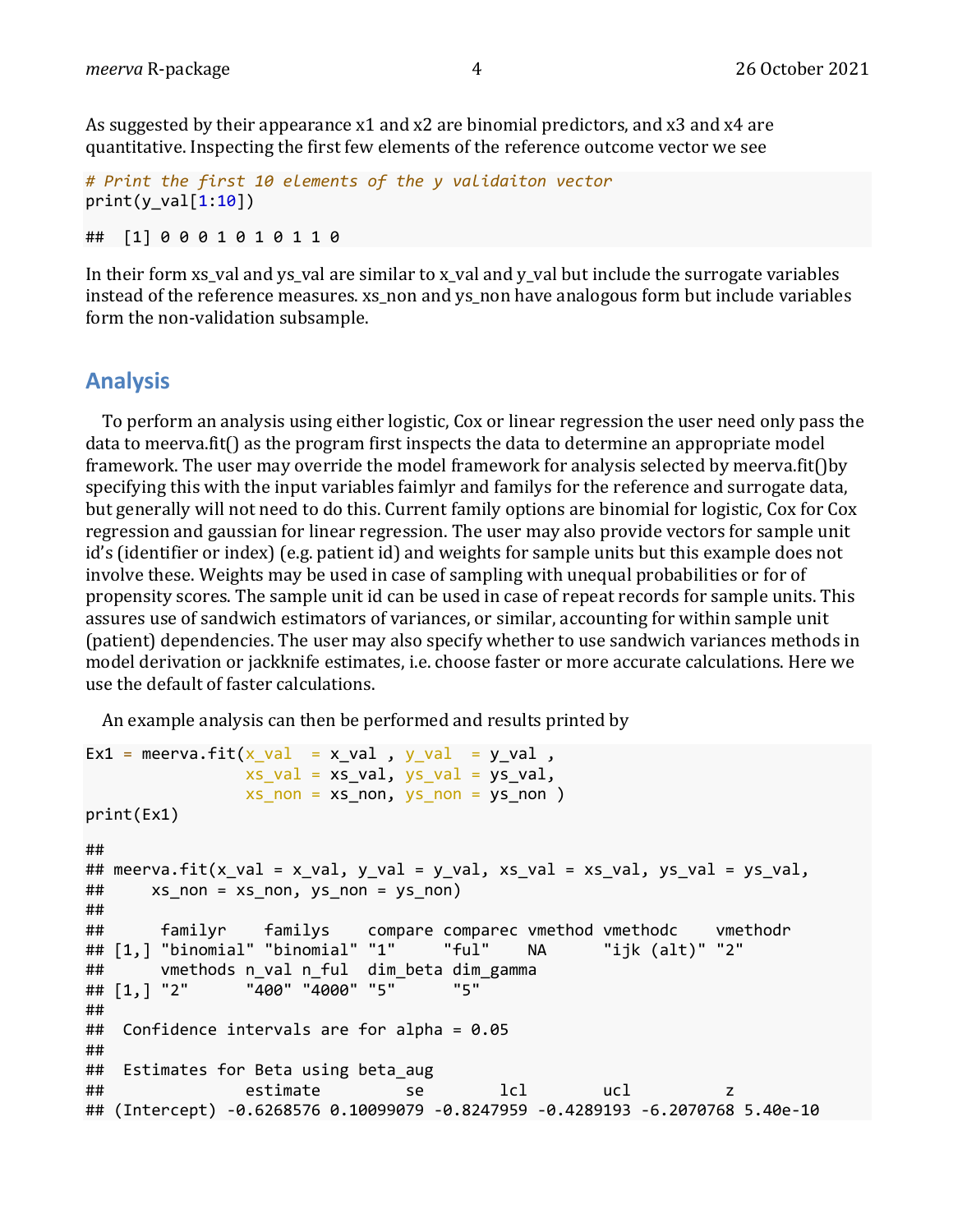As suggested by their appearance x1 and x2 are binomial predictors, and x3 and x4 are quantitative. Inspecting the first few elements of the reference outcome vector we see

```
# Print the first 10 elements of the y validaiton vector
print(y_val[1:10])

##  [1] 0 0 0 1 0 1 0 1 1 0
```

In their form xs_val and ys_val are similar to x_val and y_val but include the surrogate variables instead of the reference measures. xs_non and ys_non have analogous form but include variables form the non-validation subsample.

## Analysis

To perform an analysis using either logistic, Cox or linear regression the user need only pass the data to meerva.fit() as the program first inspects the data to determine an appropriate model framework. The user may override the model framework for analysis selected by meerva.fit()by specifying this with the input variables faimlyr and familys for the reference and surrogate data, but generally will not need to do this. Current family options are binomial for logistic, Cox for Cox regression and gaussian for linear regression. The user may also provide vectors for sample unit id's (identifier or index) (e.g. patient id) and weights for sample units but this example does not involve these. Weights may be used in case of sampling with unequal probabilities or for of propensity scores. The sample unit id can be used in case of repeat records for sample units. This assures use of sandwich estimators of variances, or similar, accounting for within sample unit (patient) dependencies. The user may also specify whether to use sandwich variances methods in model derivation or jackknife estimates, i.e. choose faster or more accurate calculations. Here we use the default of faster calculations.

An example analysis can then be performed and results printed by

```
Ex1 = meerva.fit(x_val  = x_val , y_val  = y_val ,
                 xs_val = xs_val, ys_val = ys_val,
                 xs_non = xs_non, ys_non = ys_non )
print(Ex1)

##
## meerva.fit(x_val = x_val, y_val = y_val, xs_val = xs_val, ys_val = ys_val,
##     xs_non = xs_non, ys_non = ys_non)
##
##      familyr    familys    compare comparec vmethod vmethodc    vmethodr
## [1,] "binomial" "binomial" "1"     "ful"    NA      "ijk (alt)" "2"
##      vmethods n_val n_ful  dim_beta dim_gamma
## [1,] "2"      "400" "4000" "5"      "5"
##
##  Confidence intervals are for alpha = 0.05
##
##  Estimates for Beta using beta_aug
##               estimate         se        lcl        ucl          z
## (Intercept) -0.6268576 0.10099079 -0.8247959 -0.4289193 -6.2070768 5.40e-10
```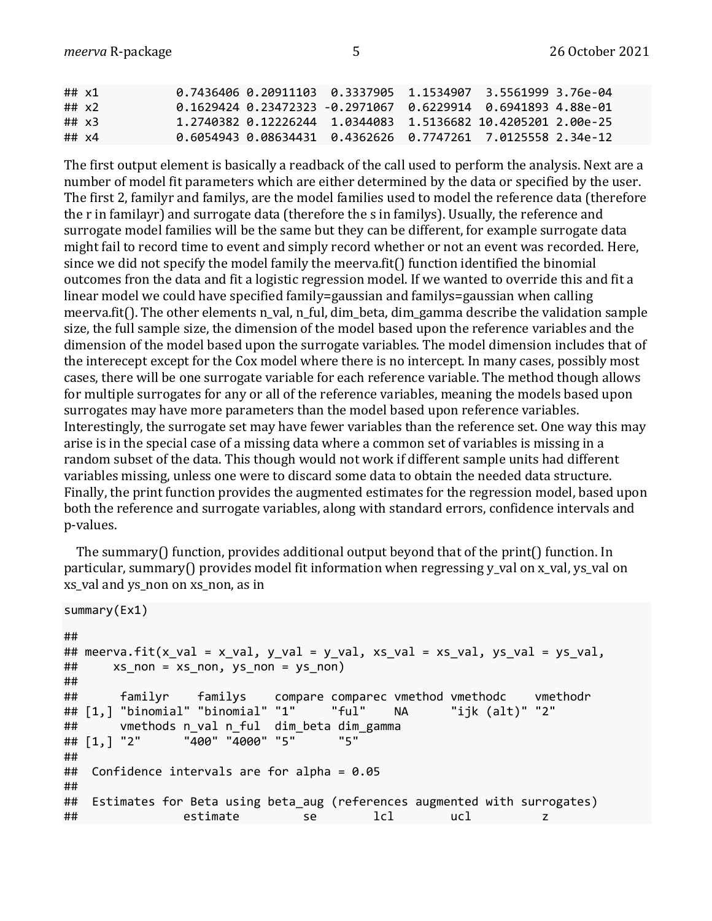```
## x1          0.7436406 0.20911103  0.3337905  1.1534907  3.5561999 3.76e-04
## x2          0.1629424 0.23472323 -0.2971067  0.6229914  0.6941893 4.88e-01
## x3          1.2740382 0.12226244  1.0344083  1.5136682 10.4205201 2.00e-25
## x4          0.6054943 0.08634431  0.4362626  0.7747261  7.0125558 2.34e-12
```

The first output element is basically a readback of the call used to perform the analysis. Next are a number of model fit parameters which are either determined by the data or specified by the user. The first 2, familyr and familys, are the model families used to model the reference data (therefore the r in familayr) and surrogate data (therefore the s in familys). Usually, the reference and surrogate model families will be the same but they can be different, for example surrogate data might fail to record time to event and simply record whether or not an event was recorded. Here, since we did not specify the model family the meerva.fit() function identified the binomial outcomes fron the data and fit a logistic regression model. If we wanted to override this and fit a linear model we could have specified family=gaussian and familys=gaussian when calling meerva.fit(). The other elements n_val, n_ful, dim_beta, dim_gamma describe the validation sample size, the full sample size, the dimension of the model based upon the reference variables and the dimension of the model based upon the surrogate variables. The model dimension includes that of the interecept except for the Cox model where there is no intercept. In many cases, possibly most cases, there will be one surrogate variable for each reference variable. The method though allows for multiple surrogates for any or all of the reference variables, meaning the models based upon surrogates may have more parameters than the model based upon reference variables. Interestingly, the surrogate set may have fewer variables than the reference set. One way this may arise is in the special case of a missing data where a common set of variables is missing in a random subset of the data. This though would not work if different sample units had different variables missing, unless one were to discard some data to obtain the needed data structure. Finally, the print function provides the augmented estimates for the regression model, based upon both the reference and surrogate variables, along with standard errors, confidence intervals and p-values.

The summary() function, provides additional output beyond that of the print() function. In particular, summary() provides model fit information when regressing y_val on x_val, ys_val on xs_val and ys_non on xs_non, as in

```
summary(Ex1)

## 
## meerva.fit(x_val = x_val, y_val = y_val, xs_val = xs_val, ys_val = ys_val, 
##     xs_non = xs_non, ys_non = ys_non)
## 
##      familyr    familys    compare comparec vmethod vmethodc    vmethodr
## [1,] "binomial" "binomial" "1"     "ful"    NA      "ijk (alt)" "2"     
##      vmethods n_val n_ful  dim_beta dim_gamma
## [1,] "2"      "400" "4000" "5"      "5"      
## 
##  Confidence intervals are for alpha = 0.05 
## 
##  Estimates for Beta using beta_aug (references augmented with surrogates)
##              estimate         se        lcl        ucl          z
```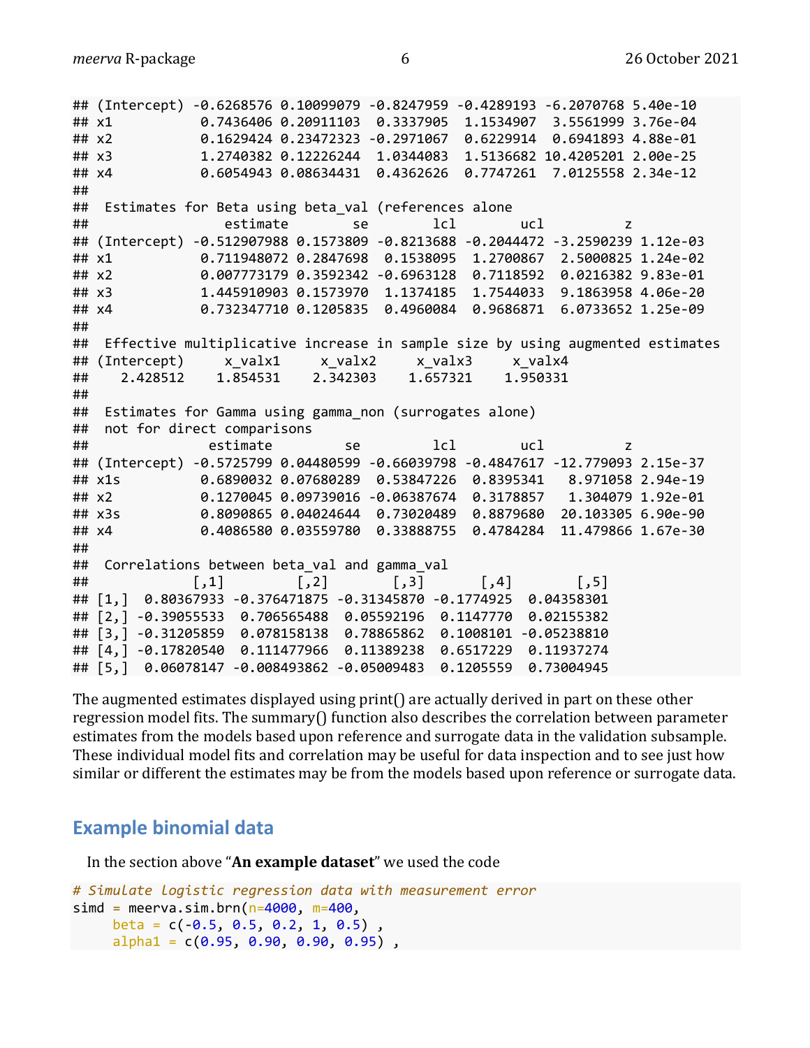```
## (Intercept) -0.6268576 0.10099079 -0.8247959 -0.4289193 -6.2070768 5.40e-10
## x1           0.7436406 0.20911103  0.3337905  1.1534907  3.5561999 3.76e-04
## x2           0.1629424 0.23472323 -0.2971067  0.6229914  0.6941893 4.88e-01
## x3           1.2740382 0.12226244  1.0344083  1.5136682 10.4205201 2.00e-25
## x4           0.6054943 0.08634431  0.4362626  0.7747261  7.0125558 2.34e-12
## 
##  Estimates for Beta using beta_val (references alone
##                 estimate        se        lcl        ucl          z
## (Intercept) -0.512907988 0.1573809 -0.8213688 -0.2044472 -3.2590239 1.12e-03
## x1           0.711948072 0.2847698  0.1538095  1.2700867  2.5000825 1.24e-02
## x2           0.007773179 0.3592342 -0.6963128  0.7118592  0.0216382 9.83e-01
## x3           1.445910903 0.1573970  1.1374185  1.7544033  9.1863958 4.06e-20
## x4           0.732347710 0.1205835  0.4960084  0.9686871  6.0733652 1.25e-09
## 
##  Effective multiplicative increase in sample size by using augmented estimates
## (Intercept)     x_valx1     x_valx2     x_valx3     x_valx4 
##    2.428512    1.854531    2.342303    1.657321    1.950331 
## 
##  Estimates for Gamma using gamma_non (surrogates alone)
##  not for direct comparisons
##                estimate         se         lcl        ucl          z
## (Intercept) -0.5725799 0.04480599 -0.66039798 -0.4847617 -12.779093 2.15e-37
## x1s          0.6890032 0.07680289  0.53847226  0.8395341   8.971058 2.94e-19
## x2           0.1270045 0.09739016 -0.06387674  0.3178857   1.304079 1.92e-01
## x3s          0.8090865 0.04024644  0.73020489  0.8879680  20.103305 6.90e-90
## x4           0.4086580 0.03559780  0.33888755  0.4784284  11.479866 1.67e-30
## 
##  Correlations between beta_val and gamma_val
##             [,1]         [,2]        [,3]       [,4]        [,5]
## [1,]  0.80367933 -0.376471875 -0.31345870 -0.1774925  0.04358301
## [2,] -0.39055533  0.706565488  0.05592196  0.1147770  0.02155382
## [3,] -0.31205859  0.078158138  0.78865862  0.1008101 -0.05238810
## [4,] -0.17820540  0.111477966  0.11389238  0.6517229  0.11937274
## [5,]  0.06078147 -0.008493862 -0.05009483  0.1205559  0.73004945
```

The augmented estimates displayed using print() are actually derived in part on these other regression model fits. The summary() function also describes the correlation between parameter estimates from the models based upon reference and surrogate data in the validation subsample. These individual model fits and correlation may be useful for data inspection and to see just how similar or different the estimates may be from the models based upon reference or surrogate data.

## Example binomial data

In the section above "**An example dataset**" we used the code

```
# Simulate logistic regression data with measurement error
simd = meerva.sim.brn(n=4000, m=400,
     beta = c(-0.5, 0.5, 0.2, 1, 0.5) ,
     alpha1 = c(0.95, 0.90, 0.90, 0.95) ,
```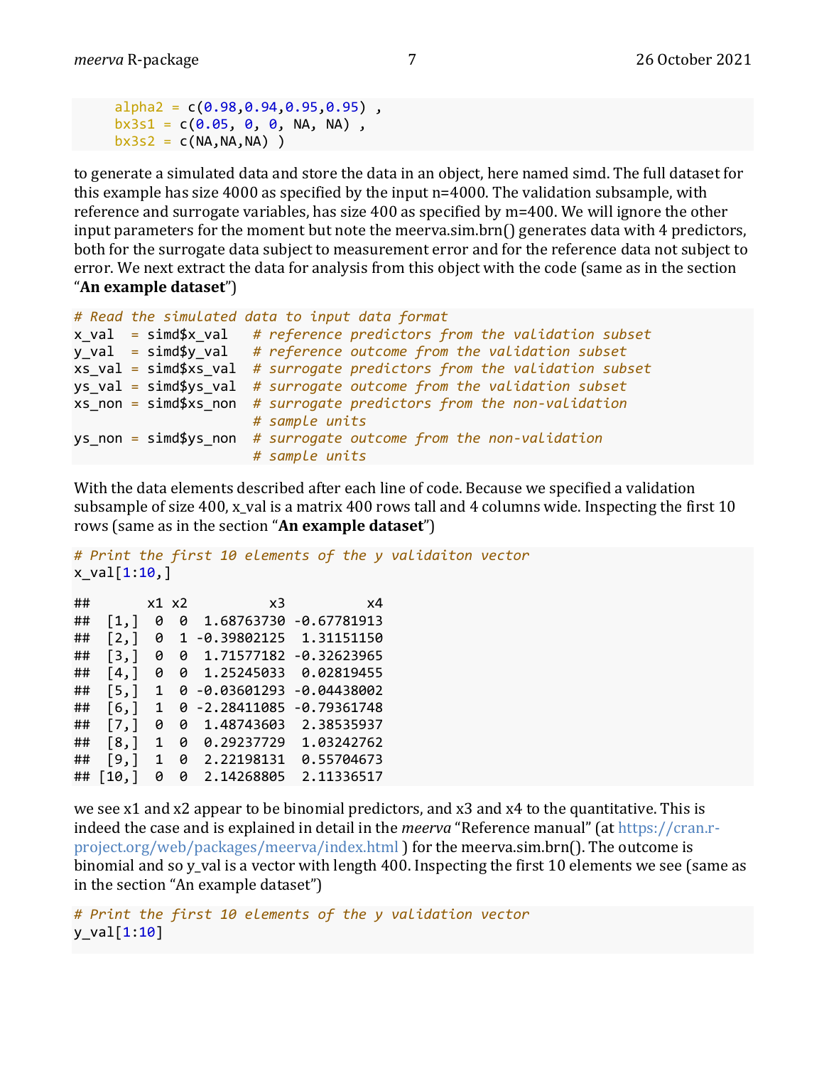```
    alpha2 = c(0.98,0.94,0.95,0.95) ,
    bx3s1 = c(0.05, 0, 0, NA, NA) ,
    bx3s2 = c(NA,NA,NA) )
```

to generate a simulated data and store the data in an object, here named simd. The full dataset for this example has size 4000 as specified by the input n=4000. The validation subsample, with reference and surrogate variables, has size 400 as specified by m=400. We will ignore the other input parameters for the moment but note the meerva.sim.brn() generates data with 4 predictors, both for the surrogate data subject to measurement error and for the reference data not subject to error. We next extract the data for analysis from this object with the code (same as in the section "**An example dataset**")

```
# Read the simulated data to input data format
x_val  = simd$x_val   # reference predictors from the validation subset
y_val  = simd$y_val   # reference outcome from the validation subset
xs_val = simd$xs_val  # surrogate predictors from the validation subset
ys_val = simd$ys_val  # surrogate outcome from the validation subset
xs_non = simd$xs_non  # surrogate predictors from the non-validation
                      # sample units
ys_non = simd$ys_non  # surrogate outcome from the non-validation
                      # sample units
```

With the data elements described after each line of code. Because we specified a validation subsample of size 400, x_val is a matrix 400 rows tall and 4 columns wide. Inspecting the first 10 rows (same as in the section "**An example dataset**")

```
# Print the first 10 elements of the y validaiton vector
x_val[1:10,]

##       x1 x2          x3          x4
##  [1,]  0  0  1.68763730 -0.67781913
##  [2,]  0  1 -0.39802125  1.31151150
##  [3,]  0  0  1.71577182 -0.32623965
##  [4,]  0  0  1.25245033  0.02819455
##  [5,]  1  0 -0.03601293 -0.04438002
##  [6,]  1  0 -2.28411085 -0.79361748
##  [7,]  0  0  1.48743603  2.38535937
##  [8,]  1  0  0.29237729  1.03242762
##  [9,]  1  0  2.22198131  0.55704673
## [10,]  0  0  2.14268805  2.11336517
```

we see x1 and x2 appear to be binomial predictors, and x3 and x4 to the quantitative. This is indeed the case and is explained in detail in the *meerva* "Reference manual" (at https://cran.r-project.org/web/packages/meerva/index.html ) for the meerva.sim.brn(). The outcome is binomial and so y_val is a vector with length 400. Inspecting the first 10 elements we see (same as in the section "An example dataset")

```
# Print the first 10 elements of the y validation vector
y_val[1:10]
```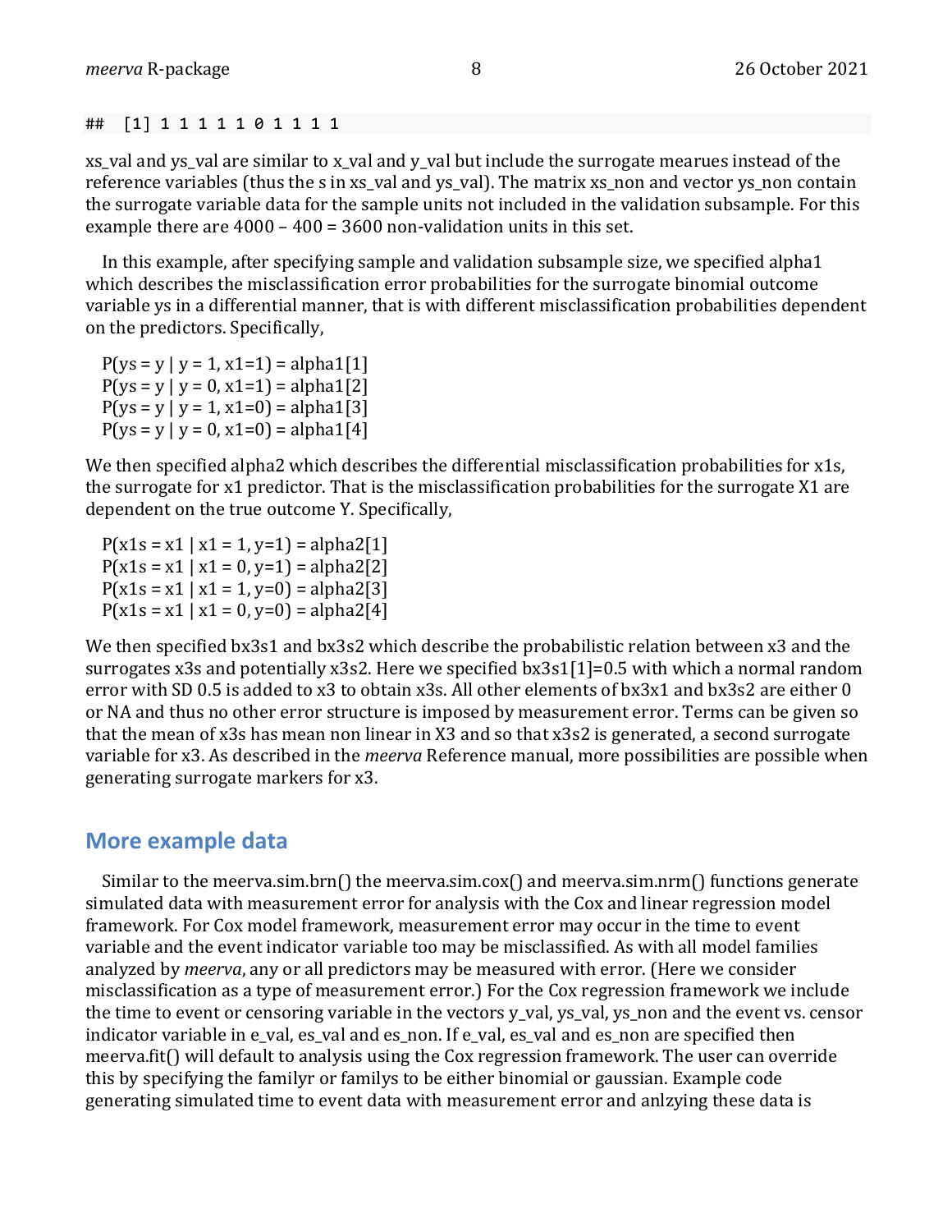```
##  [1] 1 1 1 1 1 0 1 1 1 1
```

xs_val and ys_val are similar to x_val and y_val but include the surrogate mearues instead of the reference variables (thus the s in xs_val and ys_val). The matrix xs_non and vector ys_non contain the surrogate variable data for the sample units not included in the validation subsample. For this example there are 4000 – 400 = 3600 non-validation units in this set.

In this example, after specifying sample and validation subsample size, we specified alpha1 which describes the misclassification error probabilities for the surrogate binomial outcome variable ys in a differential manner, that is with different misclassification probabilities dependent on the predictors. Specifically,

P(ys = y | y = 1, x1=1) = alpha1[1]
P(ys = y | y = 0, x1=1) = alpha1[2]
P(ys = y | y = 1, x1=0) = alpha1[3]
P(ys = y | y = 0, x1=0) = alpha1[4]

We then specified alpha2 which describes the differential misclassification probabilities for x1s, the surrogate for x1 predictor. That is the misclassification probabilities for the surrogate X1 are dependent on the true outcome Y. Specifically,

P(x1s = x1 | x1 = 1, y=1) = alpha2[1]
P(x1s = x1 | x1 = 0, y=1) = alpha2[2]
P(x1s = x1 | x1 = 1, y=0) = alpha2[3]
P(x1s = x1 | x1 = 0, y=0) = alpha2[4]

We then specified bx3s1 and bx3s2 which describe the probabilistic relation between x3 and the surrogates x3s and potentially x3s2. Here we specified bx3s1[1]=0.5 with which a normal random error with SD 0.5 is added to x3 to obtain x3s. All other elements of bx3x1 and bx3s2 are either 0 or NA and thus no other error structure is imposed by measurement error. Terms can be given so that the mean of x3s has mean non linear in X3 and so that x3s2 is generated, a second surrogate variable for x3. As described in the *meerva* Reference manual, more possibilities are possible when generating surrogate markers for x3.

## More example data

Similar to the meerva.sim.brn() the meerva.sim.cox() and meerva.sim.nrm() functions generate simulated data with measurement error for analysis with the Cox and linear regression model framework. For Cox model framework, measurement error may occur in the time to event variable and the event indicator variable too may be misclassified. As with all model families analyzed by *meerva*, any or all predictors may be measured with error. (Here we consider misclassification as a type of measurement error.) For the Cox regression framework we include the time to event or censoring variable in the vectors y_val, ys_val, ys_non and the event vs. censor indicator variable in e_val, es_val and es_non. If e_val, es_val and es_non are specified then meerva.fit() will default to analysis using the Cox regression framework. The user can override this by specifying the familyr or familys to be either binomial or gaussian. Example code generating simulated time to event data with measurement error and anlzying these data is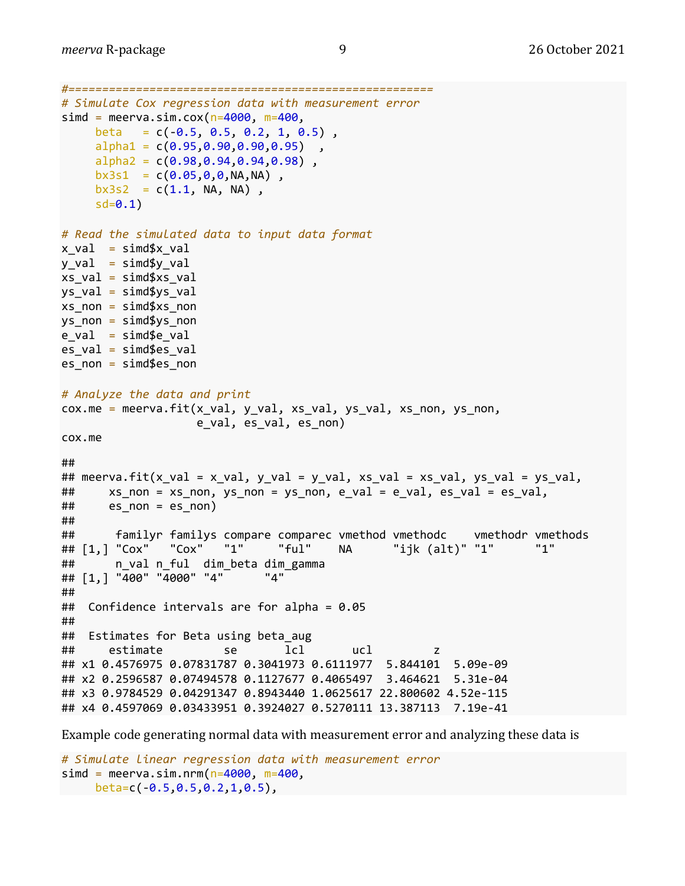```
#=======================================================
# Simulate Cox regression data with measurement error
simd = meerva.sim.cox(n=4000, m=400,
     beta   = c(-0.5, 0.5, 0.2, 1, 0.5) ,
     alpha1 = c(0.95,0.90,0.90,0.95)  ,
     alpha2 = c(0.98,0.94,0.94,0.98) ,
     bx3s1  = c(0.05,0,0,NA,NA) ,
     bx3s2  = c(1.1, NA, NA) ,
     sd=0.1)

# Read the simulated data to input data format
x_val  = simd$x_val
y_val  = simd$y_val
xs_val = simd$xs_val
ys_val = simd$ys_val
xs_non = simd$xs_non
ys_non = simd$ys_non
e_val  = simd$e_val
es_val = simd$es_val
es_non = simd$es_non

# Analyze the data and print
cox.me = meerva.fit(x_val, y_val, xs_val, ys_val, xs_non, ys_non,
                    e_val, es_val, es_non)
cox.me

##
## meerva.fit(x_val = x_val, y_val = y_val, xs_val = xs_val, ys_val = ys_val,
##     xs_non = xs_non, ys_non = ys_non, e_val = e_val, es_val = es_val,
##     es_non = es_non)
##
##      familyr familys compare comparec vmethod vmethodc    vmethodr vmethods
## [1,] "Cox"   "Cox"   "1"     "ful"    NA      "ijk (alt)" "1"      "1"
##      n_val n_ful  dim_beta dim_gamma
## [1,] "400" "4000" "4"      "4"
##
##  Confidence intervals are for alpha = 0.05
##
##  Estimates for Beta using beta_aug
##     estimate         se       lcl       ucl         z
## x1 0.4576975 0.07831787 0.3041973 0.6111977  5.844101  5.09e-09
## x2 0.2596587 0.07494578 0.1127677 0.4065497  3.464621  5.31e-04
## x3 0.9784529 0.04291347 0.8943440 1.0625617 22.800602 4.52e-115
## x4 0.4597069 0.03433951 0.3924027 0.5270111 13.387113  7.19e-41
```

Example code generating normal data with measurement error and analyzing these data is

```
# Simulate linear regression data with measurement error
simd = meerva.sim.nrm(n=4000, m=400,
     beta=c(-0.5,0.5,0.2,1,0.5),
```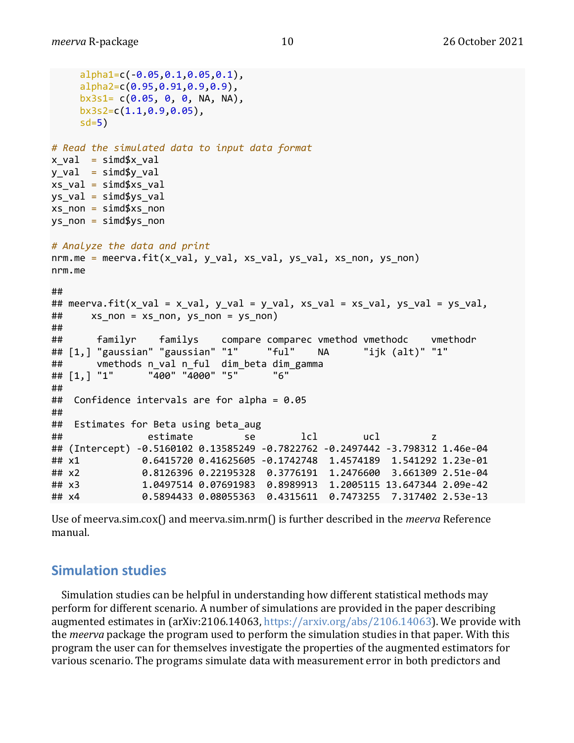```
     alpha1=c(-0.05,0.1,0.05,0.1),
     alpha2=c(0.95,0.91,0.9,0.9),
     bx3s1= c(0.05, 0, 0, NA, NA),
     bx3s2=c(1.1,0.9,0.05),
     sd=5)

# Read the simulated data to input data format
x_val  = simd$x_val
y_val  = simd$y_val
xs_val = simd$xs_val
ys_val = simd$ys_val
xs_non = simd$xs_non
ys_non = simd$ys_non

# Analyze the data and print
nrm.me = meerva.fit(x_val, y_val, xs_val, ys_val, xs_non, ys_non)
nrm.me

##
## meerva.fit(x_val = x_val, y_val = y_val, xs_val = xs_val, ys_val = ys_val,
##     xs_non = xs_non, ys_non = ys_non)
##
##      familyr    familys    compare comparec vmethod vmethodc    vmethodr
## [1,] "gaussian" "gaussian" "1"     "ful"    NA      "ijk (alt)" "1"
##      vmethods n_val n_ful  dim_beta dim_gamma
## [1,] "1"      "400" "4000" "5"      "6"
##
##  Confidence intervals are for alpha = 0.05
##
##  Estimates for Beta using beta_aug
##               estimate         se        lcl        ucl         z
## (Intercept) -0.5160102 0.13585249 -0.7822762 -0.2497442 -3.798312 1.46e-04
## x1           0.6415720 0.41625605 -0.1742748  1.4574189  1.541292 1.23e-01
## x2           0.8126396 0.22195328  0.3776191  1.2476600  3.661309 2.51e-04
## x3           1.0497514 0.07691983  0.8989913  1.2005115 13.647344 2.09e-42
## x4           0.5894433 0.08055363  0.4315611  0.7473255  7.317402 2.53e-13
```

Use of meerva.sim.cox() and meerva.sim.nrm() is further described in the *meerva* Reference manual.

## Simulation studies

Simulation studies can be helpful in understanding how different statistical methods may perform for different scenario. A number of simulations are provided in the paper describing augmented estimates in (arXiv:2106.14063, https://arxiv.org/abs/2106.14063). We provide with the *meerva* package the program used to perform the simulation studies in that paper. With this program the user can for themselves investigate the properties of the augmented estimators for various scenario. The programs simulate data with measurement error in both predictors and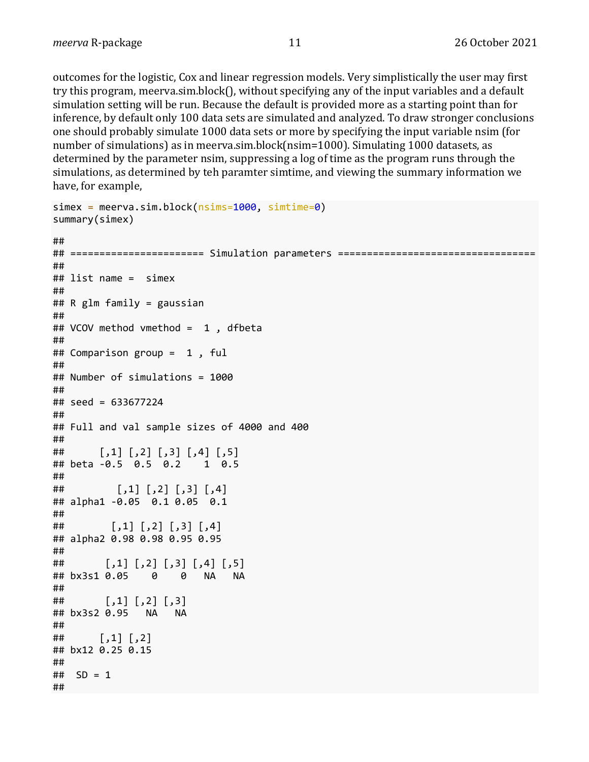outcomes for the logistic, Cox and linear regression models. Very simplistically the user may first try this program, meerva.sim.block(), without specifying any of the input variables and a default simulation setting will be run. Because the default is provided more as a starting point than for inference, by default only 100 data sets are simulated and analyzed. To draw stronger conclusions one should probably simulate 1000 data sets or more by specifying the input variable nsim (for number of simulations) as in meerva.sim.block(nsim=1000). Simulating 1000 datasets, as determined by the parameter nsim, suppressing a log of time as the program runs through the simulations, as determined by teh paramter simtime, and viewing the summary information we have, for example,

```
simex = meerva.sim.block(nsims=1000, simtime=0)
summary(simex)

## 
## ====================== Simulation parameters =================================
## 
## list name =  simex
## 
## R glm family = gaussian
## 
## VCOV method vmethod =  1 , dfbeta
## 
## Comparison group =  1 , ful
## 
## Number of simulations = 1000
## 
## seed = 633677224
## 
## Full and val sample sizes of 4000 and 400
## 
##      [,1] [,2] [,3] [,4] [,5]
## beta -0.5  0.5  0.2    1  0.5
## 
##         [,1] [,2] [,3] [,4]
## alpha1 -0.05  0.1 0.05  0.1
## 
##        [,1] [,2] [,3] [,4]
## alpha2 0.98 0.98 0.95 0.95
## 
##       [,1] [,2] [,3] [,4] [,5]
## bx3s1 0.05    0    0   NA   NA
## 
##       [,1] [,2] [,3]
## bx3s2 0.95   NA   NA
## 
##      [,1] [,2]
## bx12 0.25 0.15
## 
##  SD = 1
## 
```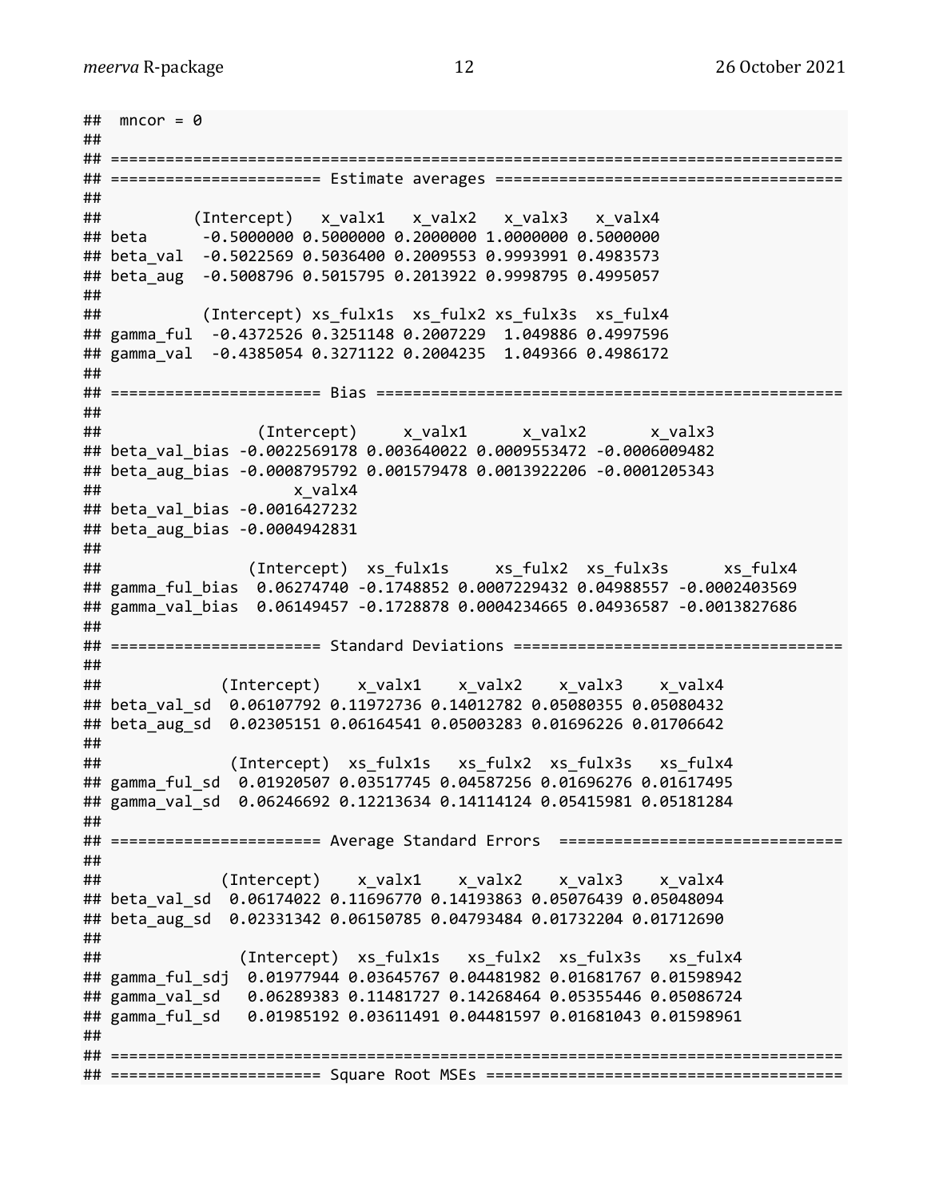```
##  mncor = 0
##
## ================================================================================
## ====================== Estimate averages =======================================
##
##          (Intercept)   x_valx1   x_valx2   x_valx3   x_valx4
## beta      -0.5000000 0.5000000 0.2000000 1.0000000 0.5000000
## beta_val  -0.5022569 0.5036400 0.2009553 0.9993991 0.4983573
## beta_aug  -0.5008796 0.5015795 0.2013922 0.9998795 0.4995057
##
##           (Intercept) xs_fulx1s  xs_fulx2 xs_fulx3s  xs_fulx4
## gamma_ful  -0.4372526 0.3251148 0.2007229  1.049886 0.4997596
## gamma_val  -0.4385054 0.3271122 0.2004235  1.049366 0.4986172
##
## ====================== Bias ====================================================
##
##                 (Intercept)     x_valx1      x_valx2       x_valx3
## beta_val_bias -0.0022569178 0.003640022 0.0009553472 -0.0006009482
## beta_aug_bias -0.0008795792 0.001579478 0.0013922206 -0.0001205343
##                     x_valx4
## beta_val_bias -0.0016427232
## beta_aug_bias -0.0004942831
##
##                (Intercept)  xs_fulx1s     xs_fulx2  xs_fulx3s      xs_fulx4
## gamma_ful_bias  0.06274740 -0.1748852 0.0007229432 0.04988557 -0.0002403569
## gamma_val_bias  0.06149457 -0.1728878 0.0004234665 0.04936587 -0.0013827686
##
## ====================== Standard Deviations =====================================
##
##             (Intercept)    x_valx1    x_valx2    x_valx3    x_valx4
## beta_val_sd  0.06107792 0.11972736 0.14012782 0.05080355 0.05080432
## beta_aug_sd  0.02305151 0.06164541 0.05003283 0.01696226 0.01706642
##
##              (Intercept)  xs_fulx1s   xs_fulx2  xs_fulx3s   xs_fulx4
## gamma_ful_sd  0.01920507 0.03517745 0.04587256 0.01696276 0.01617495
## gamma_val_sd  0.06246692 0.12213634 0.14114124 0.05415981 0.05181284
##
## ====================== Average Standard Errors  ================================
##
##             (Intercept)    x_valx1    x_valx2    x_valx3    x_valx4
## beta_val_sd  0.06174022 0.11696770 0.14193863 0.05076439 0.05048094
## beta_aug_sd  0.02331342 0.06150785 0.04793484 0.01732204 0.01712690
##
##               (Intercept)  xs_fulx1s   xs_fulx2  xs_fulx3s   xs_fulx4
## gamma_ful_sdj  0.01977944 0.03645767 0.04481982 0.01681767 0.01598942
## gamma_val_sd   0.06289383 0.11481727 0.14268464 0.05355446 0.05086724
## gamma_ful_sd   0.01985192 0.03611491 0.04481597 0.01681043 0.01598961
##
## ================================================================================
## ====================== Square Root MSEs ========================================
```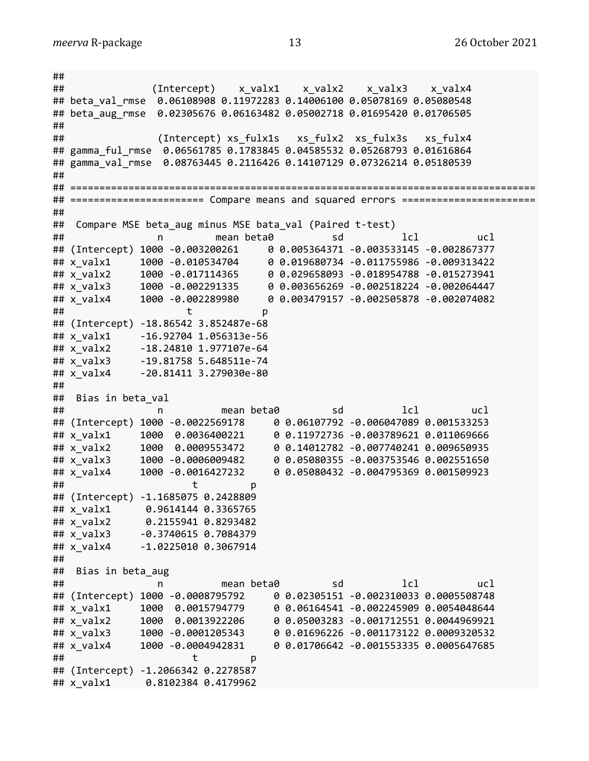```
##
##               (Intercept)    x_valx1    x_valx2    x_valx3    x_valx4
## beta_val_rmse  0.06108908 0.11972283 0.14006100 0.05078169 0.05080548
## beta_aug_rmse  0.02305676 0.06163482 0.05002718 0.01695420 0.01706505
##
##                (Intercept) xs_fulx1s   xs_fulx2  xs_fulx3s   xs_fulx4
## gamma_ful_rmse  0.06561785 0.1783845 0.04585532 0.05268793 0.01616864
## gamma_val_rmse  0.08763445 0.2116426 0.14107129 0.07326214 0.05180539
##
## ==============================================================================
## ====================== Compare means and squared errors ======================
##
##  Compare MSE beta_aug minus MSE bata_val (Paired t-test)
##                n         mean beta0          sd          lcl          ucl
## (Intercept) 1000 -0.003200261     0 0.005364371 -0.003533145 -0.002867377
## x_valx1     1000 -0.010534704     0 0.019680734 -0.011755986 -0.009313422
## x_valx2     1000 -0.017114365     0 0.029658093 -0.018954788 -0.015273941
## x_valx3     1000 -0.002291335     0 0.003656269 -0.002518224 -0.002064447
## x_valx4     1000 -0.002289980     0 0.003479157 -0.002505878 -0.002074082
##                    t            p
## (Intercept) -18.86542 3.852487e-68
## x_valx1     -16.92704 1.056313e-56
## x_valx2     -18.24810 1.977107e-64
## x_valx3     -19.81758 5.648511e-74
## x_valx4     -20.81411 3.279030e-80
##
##  Bias in beta_val
##                n          mean beta0         sd          lcl         ucl
## (Intercept) 1000 -0.0022569178     0 0.06107792 -0.006047089 0.001533253
## x_valx1     1000  0.0036400221     0 0.11972736 -0.003789621 0.011069666
## x_valx2     1000  0.0009553472     0 0.14012782 -0.007740241 0.009650935
## x_valx3     1000 -0.0006009482     0 0.05080355 -0.003753546 0.002551650
## x_valx4     1000 -0.0016427232     0 0.05080432 -0.004795369 0.001509923
##                      t         p
## (Intercept) -1.1685075 0.2428809
## x_valx1      0.9614144 0.3365765
## x_valx2      0.2155941 0.8293482
## x_valx3     -0.3740615 0.7084379
## x_valx4     -1.0225010 0.3067914
##
##  Bias in beta_aug
##                n          mean beta0         sd          lcl          ucl
## (Intercept) 1000 -0.0008795792     0 0.02305151 -0.002310033 0.0005508748
## x_valx1     1000  0.0015794779     0 0.06164541 -0.002245909 0.0054048644
## x_valx2     1000  0.0013922206     0 0.05003283 -0.001712551 0.0044969921
## x_valx3     1000 -0.0001205343     0 0.01696226 -0.001173122 0.0009320532
## x_valx4     1000 -0.0004942831     0 0.01706642 -0.001553335 0.0005647685
##                      t         p
## (Intercept) -1.2066342 0.2278587
## x_valx1      0.8102384 0.4179962
```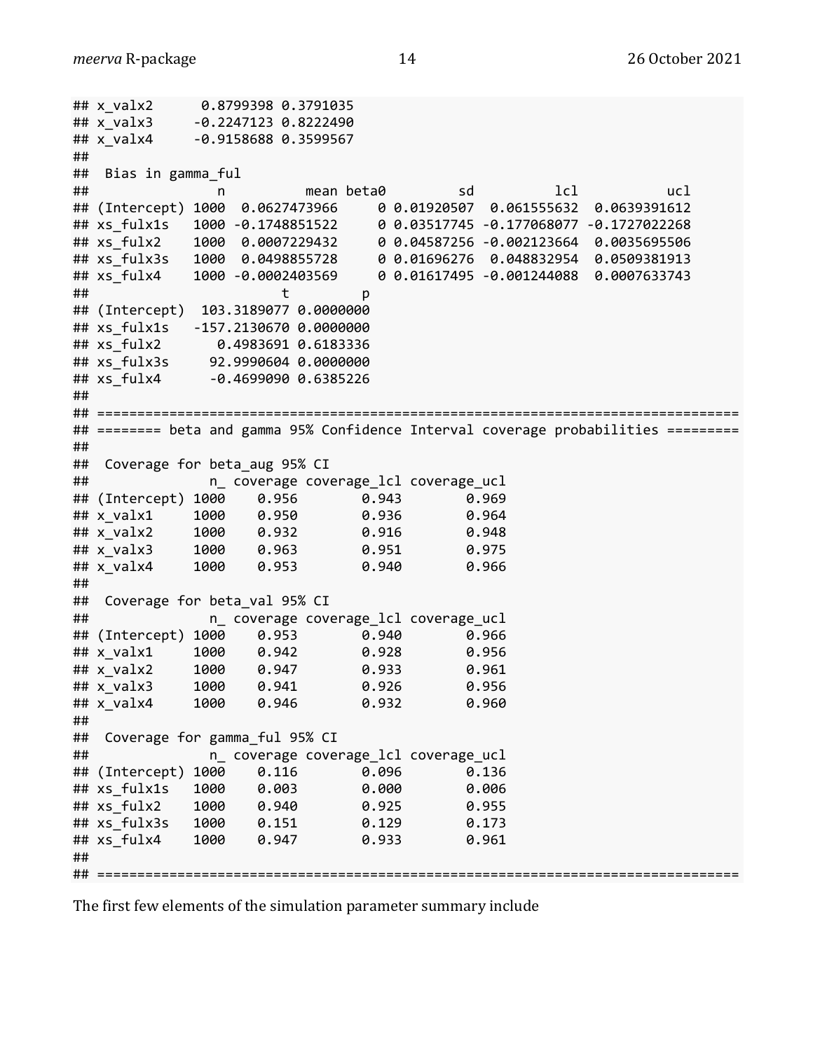```
## x_valx2      0.8799398 0.3791035
## x_valx3     -0.2247123 0.8222490
## x_valx4     -0.9158688 0.3599567
##
##  Bias in gamma_ful
##                n          mean beta0         sd          lcl           ucl
## (Intercept) 1000  0.0627473966     0 0.01920507  0.061555632  0.0639391612
## xs_fulx1s   1000 -0.1748851522     0 0.03517745 -0.177068077 -0.1727022268
## xs_fulx2    1000  0.0007229432     0 0.04587256 -0.002123664  0.0035695506
## xs_fulx3s   1000  0.0498855728     0 0.01696276  0.048832954  0.0509381913
## xs_fulx4    1000 -0.0002403569     0 0.01617495 -0.001244088  0.0007633743
##                        t         p
## (Intercept)  103.3189077 0.0000000
## xs_fulx1s   -157.2130670 0.0000000
## xs_fulx2       0.4983691 0.6183336
## xs_fulx3s     92.9990604 0.0000000
## xs_fulx4      -0.4699090 0.6385226
##
## ===============================================================================
## ======== beta and gamma 95% Confidence Interval coverage probabilities =========
##
##  Coverage for beta_aug 95% CI
##              n_ coverage coverage_lcl coverage_ucl
## (Intercept) 1000    0.956        0.943        0.969
## x_valx1     1000    0.950        0.936        0.964
## x_valx2     1000    0.932        0.916        0.948
## x_valx3     1000    0.963        0.951        0.975
## x_valx4     1000    0.953        0.940        0.966
##
##  Coverage for beta_val 95% CI
##              n_ coverage coverage_lcl coverage_ucl
## (Intercept) 1000    0.953        0.940        0.966
## x_valx1     1000    0.942        0.928        0.956
## x_valx2     1000    0.947        0.933        0.961
## x_valx3     1000    0.941        0.926        0.956
## x_valx4     1000    0.946        0.932        0.960
##
##  Coverage for gamma_ful 95% CI
##              n_ coverage coverage_lcl coverage_ucl
## (Intercept) 1000    0.116        0.096        0.136
## xs_fulx1s   1000    0.003        0.000        0.006
## xs_fulx2    1000    0.940        0.925        0.955
## xs_fulx3s   1000    0.151        0.129        0.173
## xs_fulx4    1000    0.947        0.933        0.961
##
## ===============================================================================
```

The first few elements of the simulation parameter summary include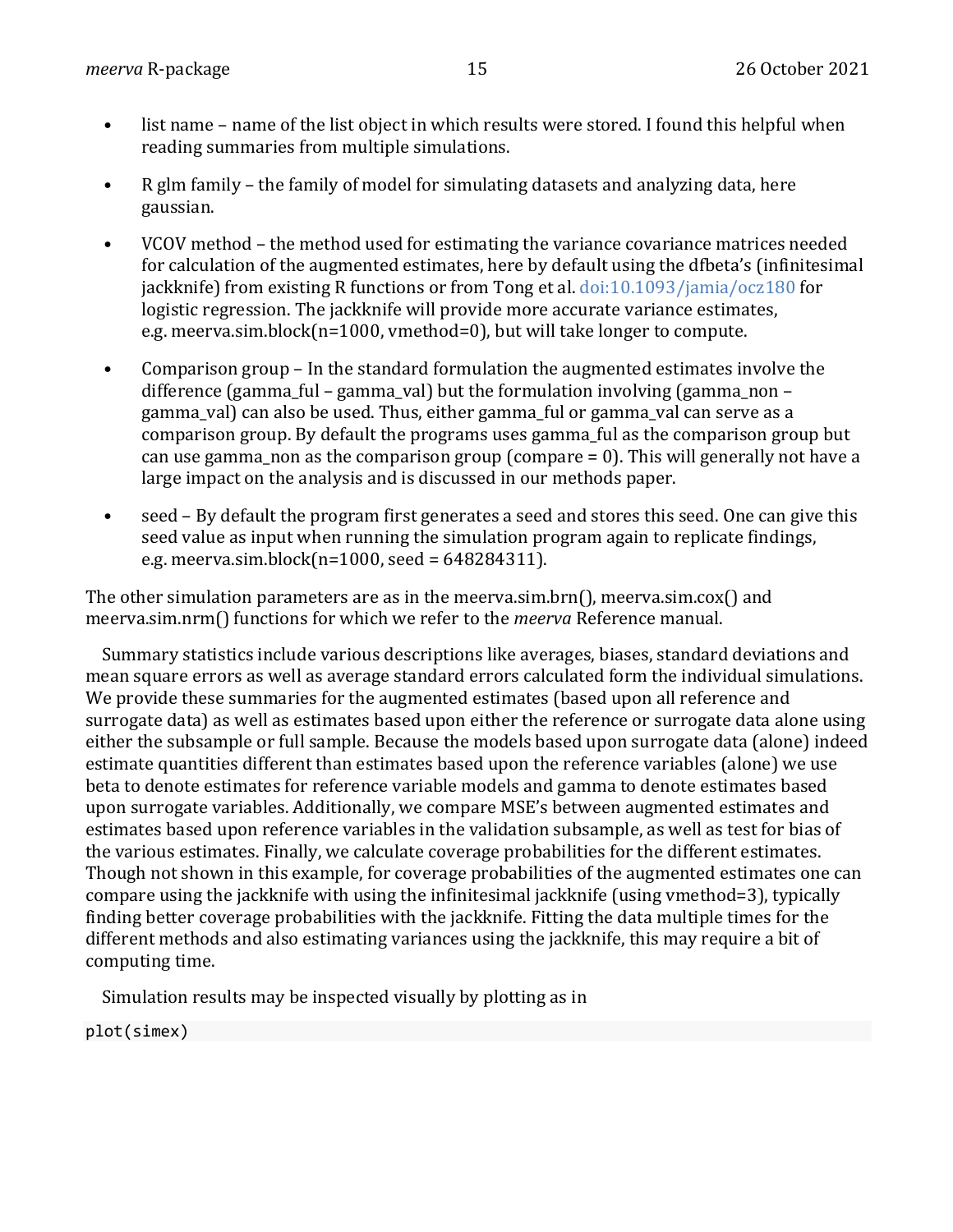- list name – name of the list object in which results were stored. I found this helpful when reading summaries from multiple simulations.

- R glm family – the family of model for simulating datasets and analyzing data, here gaussian.

- VCOV method – the method used for estimating the variance covariance matrices needed for calculation of the augmented estimates, here by default using the dfbeta's (infinitesimal jackknife) from existing R functions or from Tong et al. doi:10.1093/jamia/ocz180 for logistic regression. The jackknife will provide more accurate variance estimates, e.g. meerva.sim.block(n=1000, vmethod=0), but will take longer to compute.

- Comparison group – In the standard formulation the augmented estimates involve the difference (gamma_ful – gamma_val) but the formulation involving (gamma_non – gamma_val) can also be used. Thus, either gamma_ful or gamma_val can serve as a comparison group. By default the programs uses gamma_ful as the comparison group but can use gamma_non as the comparison group (compare = 0). This will generally not have a large impact on the analysis and is discussed in our methods paper.

- seed – By default the program first generates a seed and stores this seed. One can give this seed value as input when running the simulation program again to replicate findings, e.g. meerva.sim.block(n=1000, seed = 648284311).

The other simulation parameters are as in the meerva.sim.brn(), meerva.sim.cox() and meerva.sim.nrm() functions for which we refer to the *meerva* Reference manual.

Summary statistics include various descriptions like averages, biases, standard deviations and mean square errors as well as average standard errors calculated form the individual simulations. We provide these summaries for the augmented estimates (based upon all reference and surrogate data) as well as estimates based upon either the reference or surrogate data alone using either the subsample or full sample. Because the models based upon surrogate data (alone) indeed estimate quantities different than estimates based upon the reference variables (alone) we use beta to denote estimates for reference variable models and gamma to denote estimates based upon surrogate variables. Additionally, we compare MSE's between augmented estimates and estimates based upon reference variables in the validation subsample, as well as test for bias of the various estimates. Finally, we calculate coverage probabilities for the different estimates. Though not shown in this example, for coverage probabilities of the augmented estimates one can compare using the jackknife with using the infinitesimal jackknife (using vmethod=3), typically finding better coverage probabilities with the jackknife. Fitting the data multiple times for the different methods and also estimating variances using the jackknife, this may require a bit of computing time.

Simulation results may be inspected visually by plotting as in

```
plot(simex)
```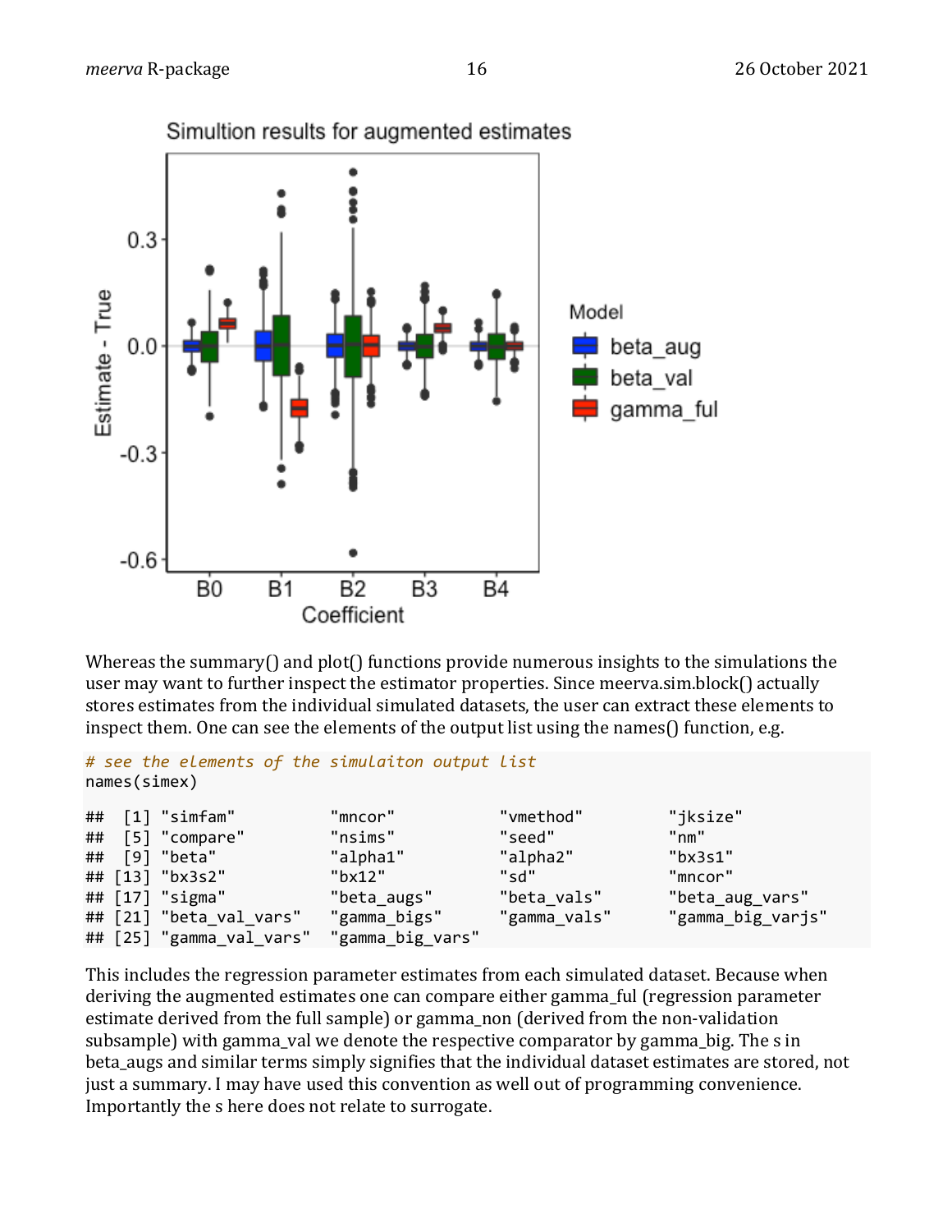Simultion results for augmented estimates

Estimate - True

0.3
0.0
-0.3
-0.6

B0 B1 B2 B3 B4

Coefficient

Model
beta_aug
beta_val
gamma_ful

Whereas the summary() and plot() functions provide numerous insights to the simulations the user may want to further inspect the estimator properties. Since meerva.sim.block() actually stores estimates from the individual simulated datasets, the user can extract these elements to inspect them. One can see the elements of the output list using the names() function, e.g.

```
# see the elements of the simulaiton output list
names(simex)
```

```
##  [1] "simfam"          "mncor"           "vmethod"         "jksize"
##  [5] "compare"         "nsims"           "seed"            "nm"
##  [9] "beta"            "alpha1"          "alpha2"          "bx3s1"
## [13] "bx3s2"           "bx12"            "sd"              "mncor"
## [17] "sigma"           "beta_augs"       "beta_vals"       "beta_aug_vars"
## [21] "beta_val_vars"   "gamma_bigs"      "gamma_vals"      "gamma_big_varjs"
## [25] "gamma_val_vars"  "gamma_big_vars"
```

This includes the regression parameter estimates from each simulated dataset. Because when deriving the augmented estimates one can compare either gamma_ful (regression parameter estimate derived from the full sample) or gamma_non (derived from the non-validation subsample) with gamma_val we denote the respective comparator by gamma_big. The s in beta_augs and similar terms simply signifies that the individual dataset estimates are stored, not just a summary. I may have used this convention as well out of programming convenience. Importantly the s here does not relate to surrogate.